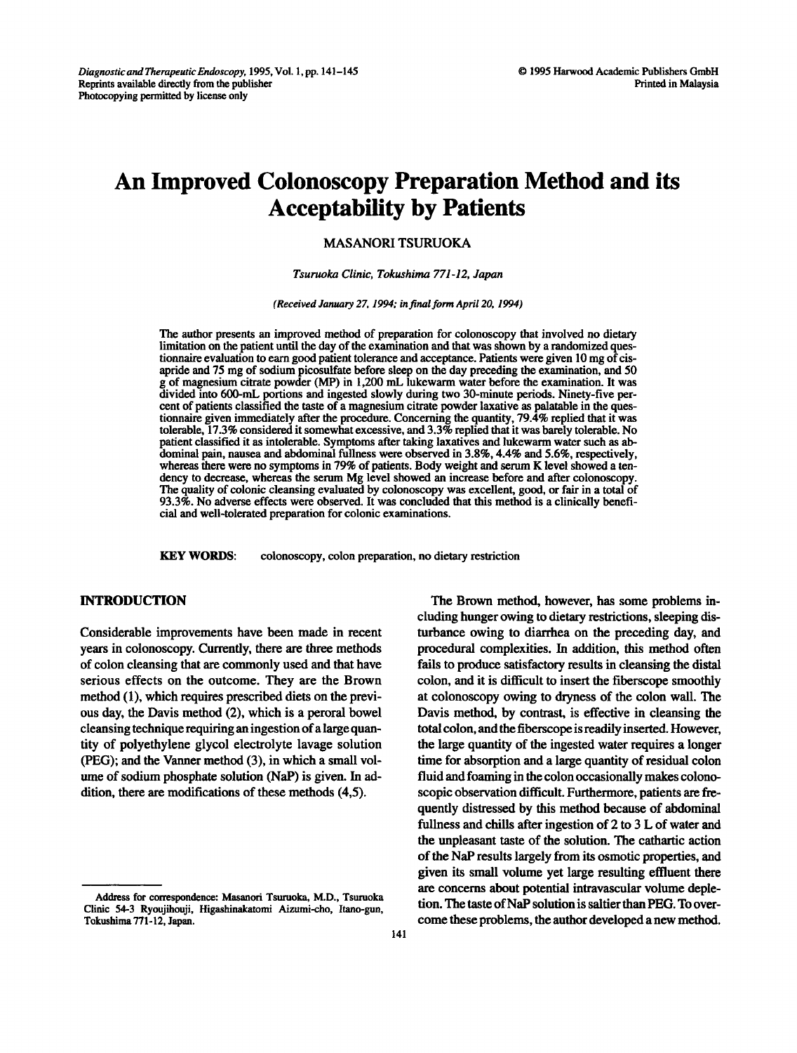# An Improved Colonoscopy Preparation Method and its Acceptability by Patients

MASANORI TSURUOKA

*Tsuruoka Clinic, Tokushima 771-12, Japan*

*(Received January 27, 1994; in final form April 20, 1994)*

The author presents an improved method of preparation for colonoscopy that involved no dietary limitation on the patient until the day of the examination and that was shown by a randomized questionnaire evaluation to earn good patient tolerance and acceptance. Patients were given 10 mg of cisapride and 75 mg of sodium picosulfate before sleep on the day preceding the examination, and 50 g of magnesium citrate powder (MP) in 1,200 mL lukewarm water before the examination. It was divided into 600-mL portions and ingested slowly during two 30-minute periods. Ninety-five percent of patients classified the taste of a magnesium citrate powder laxative as palatable in the questionnaire given immediately after the procedure. Concerning the quantity, 79.4% replied that it was tolerable, 17.3% considered it somewhat excessive, and 3.3% replied that it was barely tolerable. No patient classified it as intolerable. Symptoms after taking laxatives and lukewarm water such as abdominal pain, nausea and abdominal fullness were observed in 3.8%, 4.4% and 5.6%, respectively, whereas there were no symptoms in 79% of patients. Body weight and serum K level showed a tendency to decrease, whereas the serum Mg level showed an increase before and after colonoscopy. The quality of colonic cleansing evaluated by colonoscopy was excellent, good, or fair in a total of 93.3%. No adverse effects were observed. It was concluded that this method is a clinically beneficial and well-tolerated preparation for colonic examinations.

**KEY WORDS:** colonoscopy, colon preparation, no dietary restriction

## INTRODUCTION

Considerable improvements have been made in recent years in colonoscopy. Currently, there are three methods of colon cleansing that are commonly used and that have serious effects on the outcome. They are the Brown method (1), which requires prescribed diets on the previous day, the Davis method (2), which is a peroral bowel cleansing technique requiring an ingestion of a large quantity of polyethylene glycol electrolyte lavage solution (PEG); and the Vanner method (3), in which a small volume of sodium phosphate solution (NaP) is given. In addition, there are modifications of these methods (4,5).

The Brown method, however, has some problems including hunger owing to dietary restrictions, sleeping disturbance owing to diarrhea on the preceding day, and procedural complexities. In addition, this method often fails to produce satisfactory results in cleansing the distal colon, and it is difficult to insert the fiberscope smoothly at colonoscopy owing to dryness of the colon wall. The Davis method, by contrast, is effective in cleansing the total colon, and the fiberscope is readily inserted. However, the large quantity of the ingested water requires a longer time for absorption and a large quantity of residual colon fluid and foaming in the colon occasionally makes colonoscopic observation difficult. Furthermore, patients are frequently distressed by this method because of abdominal fullness and chills after ingestion of 2 to 3 L of water and the unpleasant taste of the solution. The cathartic action of the NaP results largely from its osmotic properties, and given its small volume yet large resulting effluent there are concerns about potential intravascular volume depletion. The taste of NaP solution is saltier than PEG. To overcome these problems, the author developed a new method.

Address for correspondence: Masanori Tsuruoka, M.D., Tsuruoka Clinic 54-3 Ryoujihouji, Higashinakatomi Aizumi-cho, Itano-gun, Tokushima 771-12, Japan.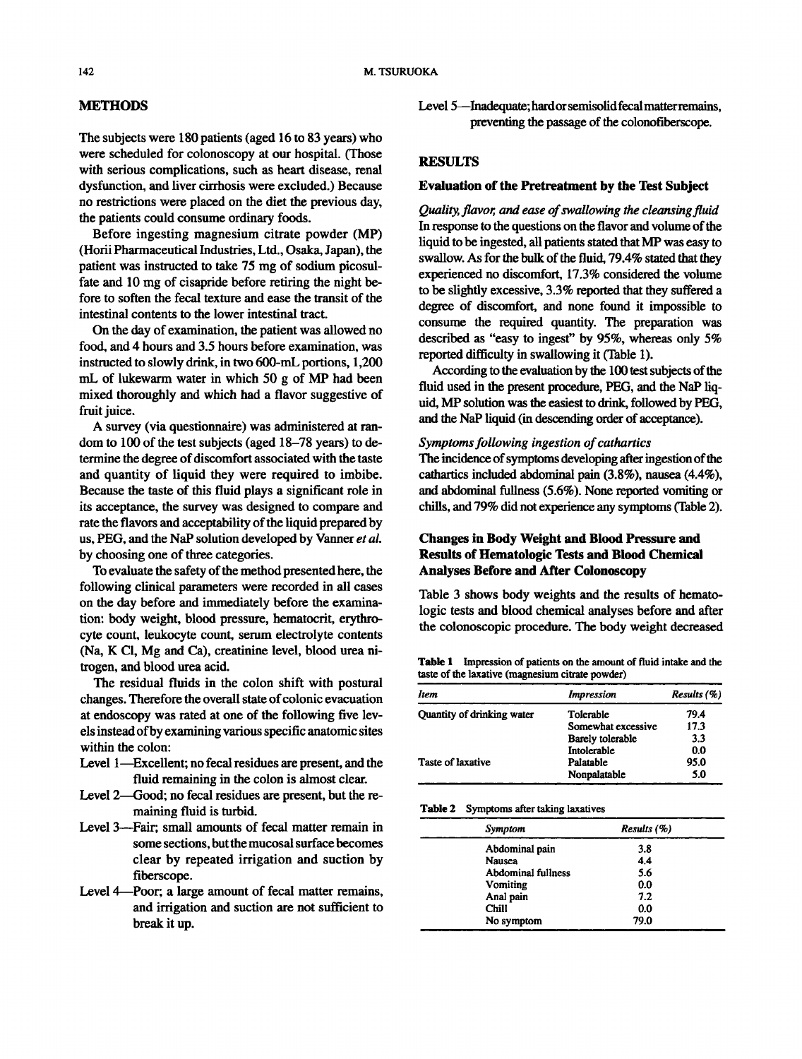## METHODS

The subjects were 180 patients (aged 16 to 83 years) who were scheduled for colonoscopy at our hospital. (Those with serious complications, such as heart disease, renal dysfunction, and liver cirrhosis were excluded.) Because no restrictions were placed on the diet the previous day, the patients could consume ordinary foods.

Before ingesting magnesium citrate powder (MP) (Horii Pharmaceutical Industries, Ltd., Osaka, Japan), the patient was instructed to take 75 mg of sodium picosulfate and 10 mg of cisapride before retiring the night before to soften the fecal texture and ease the transit of the intestinal contents to the lower intestinal tract.

On the day of examination, the patient was allowed no food, and 4 hours and 3.5 hours before examination, was instructed to slowly drink, in two 600-mL portions, 1,200 mL of lukewarm water in which 50 g of MP had been mixed thoroughly and which had a flavor suggestive of fruit juice.

A survey (via questionnaire) was administered at random to 100 of the test subjects (aged 18–78 years) to determine the degree of discomfort associated with the taste and quantity of liquid they were required to imbibe. Because the taste of this fluid plays a significant role in its acceptance, the survey was designed to compare and rate the flavors and acceptability of the liquid prepared by us, PEG, and the NaP solution developed by Vanner *et al.* by choosing one of three categories.

To evaluate the safety of the method presented here, the following clinical parameters were recorded in all cases on the day before and immediately before the examination: body weight, blood pressure, hematocrit, erythrocyte count, leukocyte count, serum electrolyte contents (Na, K Cl, Mg and Ca), creatinine level, blood urea nitrogen, and blood urea acid.

The residual fluids in the colon shift with postural changes. Therefore the overall state of colonic evacuation at endoscopy was rated at one of the following five levels instead of by examining various specific anatomic sites within the colon:

- Level 1—Excellent; no fecal residues are present, and the fluid remaining in the colon is almost clear.
- Level 2—Good; no fecal residues are present, but the remaining fluid is turbid.
- Level 3—Fair; small amounts of fecal matter remain in some sections, but the mucosal surface becomes clear by repeated irrigation and suction by fiberscope.
- Level 4—Poor; a large amount of fecal matter remains, and irrigation and suction are not sufficient to break it up.
- Level 5—Inadequate; hard or semisolid fecal matter remains, preventing the passage of the colonofiberscope.

## RESULTS

### Evaluation of the Pretreatment by the Test Subject

*Quality, flavor, and ease of swallowing the cleansing fluid*

In response to the questions on the flavor and volume of the liquid to be ingested, all patients stated that MP was easy to swallow. As for the bulk of the fluid, 79.4% stated that they experienced no discomfort, 17.3% considered the volume to be slightly excessive, 3.3% reported that they suffered a degree of discomfort, and none found it impossible to consume the required quantity. The preparation was described as "easy to ingest" by 95%, whereas only 5% reported difficulty in swallowing it (Table 1).

According to the evaluation by the 100 test subjects of the fluid used in the present procedure, PEG, and the NaP liquid, MP solution was the easiest to drink, followed by PEG, and the NaP liquid (in descending order of acceptance).

*Symptoms following ingestion of cathartics*

The incidence of symptoms developing after ingestion of the cathartics included abdominal pain (3.8%), nausea (4.4%), and abdominal fullness (5.6%). None reported vomiting or chills, and 79% did not experience any symptoms (Table 2).

### Changes in Body Weight and Blood Pressure and Results of Hematologic Tests and Blood Chemical Analyses Before and After Colonoscopy

Table 3 shows body weights and the results of hematologic tests and blood chemical analyses before and after the colonoscopic procedure. The body weight decreased

**Table 1** Impression of patients on the amount of fluid intake and the taste of the laxative (magnesium citrate powder)

| Item | Impression | Results (%) |
|---|---|---|
| Quantity of drinking water | Tolerable | 79.4 |
| | Somewhat excessive | 17.3 |
| | Barely tolerable | 3.3 |
| | Intolerable | 0.0 |
| Taste of laxative | Palatable | 95.0 |
| | Nonpalatable | 5.0 |

**Table 2** Symptoms after taking laxatives

| Symptom | Results (%) |
|---|---|
| Abdominal pain | 3.8 |
| Nausea | 4.4 |
| Abdominal fullness | 5.6 |
| Vomiting | 0.0 |
| Anal pain | 7.2 |
| Chill | 0.0 |
| No symptom | 79.0 |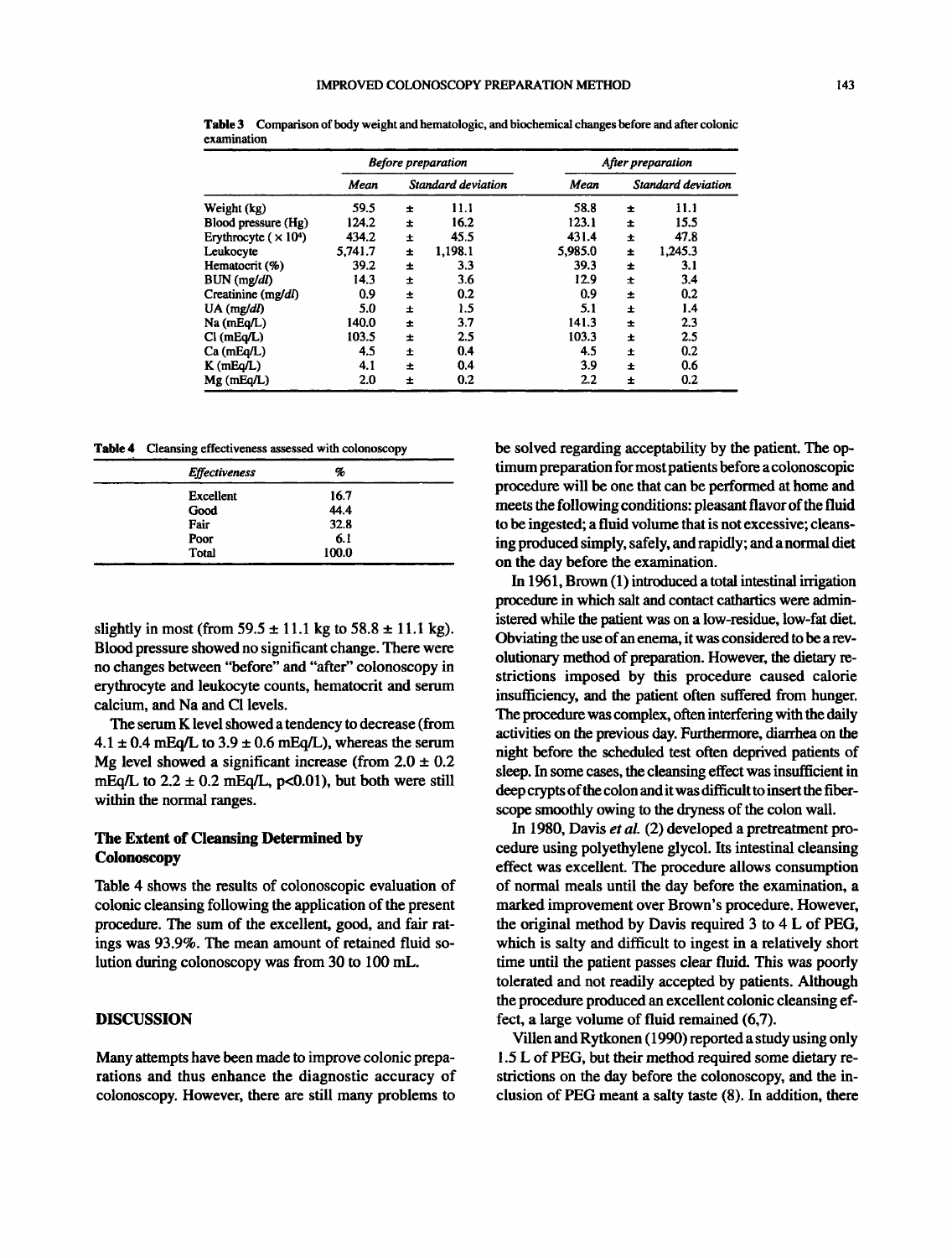**Table 3** Comparison of body weight and hematologic, and biochemical changes before and after colonic examination

| | *Before preparation* | | | *After preparation* | | |
|---|---|---|---|---|---|---|
| | *Mean* | *Standard deviation* | | *Mean* | *Standard deviation* | |
| Weight (kg) | 59.5 | ± | 11.1 | 58.8 | ± | 11.1 |
| Blood pressure (Hg) | 124.2 | ± | 16.2 | 123.1 | ± | 15.5 |
| Erythrocyte ( $\times 10^4$) | 434.2 | ± | 45.5 | 431.4 | ± | 47.8 |
| Leukocyte | 5,741.7 | ± | 1,198.1 | 5,985.0 | ± | 1,245.3 |
| Hematocrit (%) | 39.2 | ± | 3.3 | 39.3 | ± | 3.1 |
| BUN (mg/*dl*) | 14.3 | ± | 3.6 | 12.9 | ± | 3.4 |
| Creatinine (mg/*dl*) | 0.9 | ± | 0.2 | 0.9 | ± | 0.2 |
| UA (mg/*dl*) | 5.0 | ± | 1.5 | 5.1 | ± | 1.4 |
| Na (mEq/L) | 140.0 | ± | 3.7 | 141.3 | ± | 2.3 |
| Cl (mEq/L) | 103.5 | ± | 2.5 | 103.3 | ± | 2.5 |
| Ca (mEq/L) | 4.5 | ± | 0.4 | 4.5 | ± | 0.2 |
| K (mEq/L) | 4.1 | ± | 0.4 | 3.9 | ± | 0.6 |
| Mg (mEq/L) | 2.0 | ± | 0.2 | 2.2 | ± | 0.2 |

**Table 4** Cleansing effectiveness assessed with colonoscopy

| *Effectiveness* | *%* |
|---|---|
| Excellent | 16.7 |
| Good | 44.4 |
| Fair | 32.8 |
| Poor | 6.1 |
| Total | 100.0 |

slightly in most (from 59.5 ± 11.1 kg to 58.8 ± 11.1 kg). Blood pressure showed no significant change. There were no changes between "before" and "after" colonoscopy in erythrocyte and leukocyte counts, hematocrit and serum calcium, and Na and Cl levels.

The serum K level showed a tendency to decrease (from 4.1 ± 0.4 mEq/L to 3.9 ± 0.6 mEq/L), whereas the serum Mg level showed a significant increase (from 2.0 ± 0.2 mEq/L to 2.2 ± 0.2 mEq/L, $p<0.01$), but both were still within the normal ranges.

### The Extent of Cleansing Determined by Colonoscopy

Table 4 shows the results of colonoscopic evaluation of colonic cleansing following the application of the present procedure. The sum of the excellent, good, and fair ratings was 93.9%. The mean amount of retained fluid solution during colonoscopy was from 30 to 100 mL.

## DISCUSSION

Many attempts have been made to improve colonic preparations and thus enhance the diagnostic accuracy of colonoscopy. However, there are still many problems to be solved regarding acceptability by the patient. The optimum preparation for most patients before a colonoscopic procedure will be one that can be performed at home and meets the following conditions: pleasant flavor of the fluid to be ingested; a fluid volume that is not excessive; cleansing produced simply, safely, and rapidly; and a normal diet on the day before the examination.

In 1961, Brown (1) introduced a total intestinal irrigation procedure in which salt and contact cathartics were administered while the patient was on a low-residue, low-fat diet. Obviating the use of an enema, it was considered to be a revolutionary method of preparation. However, the dietary restrictions imposed by this procedure caused calorie insufficiency, and the patient often suffered from hunger. The procedure was complex, often interfering with the daily activities on the previous day. Furthermore, diarrhea on the night before the scheduled test often deprived patients of sleep. In some cases, the cleansing effect was insufficient in deep crypts of the colon and it was difficult to insert the fiberscope smoothly owing to the dryness of the colon wall.

In 1980, Davis *et al.* (2) developed a pretreatment procedure using polyethylene glycol. Its intestinal cleansing effect was excellent. The procedure allows consumption of normal meals until the day before the examination, a marked improvement over Brown's procedure. However, the original method by Davis required 3 to 4 L of PEG, which is salty and difficult to ingest in a relatively short time until the patient passes clear fluid. This was poorly tolerated and not readily accepted by patients. Although the procedure produced an excellent colonic cleansing effect, a large volume of fluid remained (6,7).

Villen and Rytkonen (1990) reported a study using only 1.5 L of PEG, but their method required some dietary restrictions on the day before the colonoscopy, and the inclusion of PEG meant a salty taste (8). In addition, there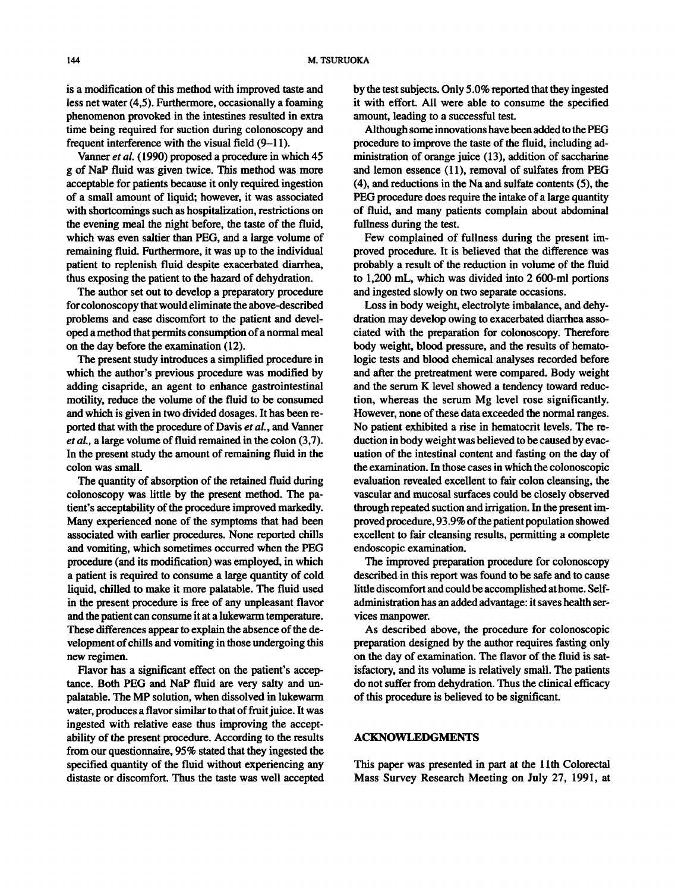is a modification of this method with improved taste and less net water (4,5). Furthermore, occasionally a foaming phenomenon provoked in the intestines resulted in extra time being required for suction during colonoscopy and frequent interference with the visual field (9–11).

Vanner *et al.* (1990) proposed a procedure in which 45 g of NaP fluid was given twice. This method was more acceptable for patients because it only required ingestion of a small amount of liquid; however, it was associated with shortcomings such as hospitalization, restrictions on the evening meal the night before, the taste of the fluid, which was even saltier than PEG, and a large volume of remaining fluid. Furthermore, it was up to the individual patient to replenish fluid despite exacerbated diarrhea, thus exposing the patient to the hazard of dehydration.

The author set out to develop a preparatory procedure for colonoscopy that would eliminate the above-described problems and ease discomfort to the patient and developed a method that permits consumption of a normal meal on the day before the examination (12).

The present study introduces a simplified procedure in which the author's previous procedure was modified by adding cisapride, an agent to enhance gastrointestinal motility, reduce the volume of the fluid to be consumed and which is given in two divided dosages. It has been reported that with the procedure of Davis *et al.*, and Vanner *et al.*, a large volume of fluid remained in the colon (3,7). In the present study the amount of remaining fluid in the colon was small.

The quantity of absorption of the retained fluid during colonoscopy was little by the present method. The patient's acceptability of the procedure improved markedly. Many experienced none of the symptoms that had been associated with earlier procedures. None reported chills and vomiting, which sometimes occurred when the PEG procedure (and its modification) was employed, in which a patient is required to consume a large quantity of cold liquid, chilled to make it more palatable. The fluid used in the present procedure is free of any unpleasant flavor and the patient can consume it at a lukewarm temperature. These differences appear to explain the absence of the development of chills and vomiting in those undergoing this new regimen.

Flavor has a significant effect on the patient's acceptance. Both PEG and NaP fluid are very salty and unpalatable. The MP solution, when dissolved in lukewarm water, produces a flavor similar to that of fruit juice. It was ingested with relative ease thus improving the acceptability of the present procedure. According to the results from our questionnaire, 95% stated that they ingested the specified quantity of the fluid without experiencing any distaste or discomfort. Thus the taste was well accepted by the test subjects. Only 5.0% reported that they ingested it with effort. All were able to consume the specified amount, leading to a successful test.

Although some innovations have been added to the PEG procedure to improve the taste of the fluid, including administration of orange juice (13), addition of saccharine and lemon essence (11), removal of sulfates from PEG (4), and reductions in the Na and sulfate contents (5), the PEG procedure does require the intake of a large quantity of fluid, and many patients complain about abdominal fullness during the test.

Few complained of fullness during the present improved procedure. It is believed that the difference was probably a result of the reduction in volume of the fluid to 1,200 mL, which was divided into 2 600-ml portions and ingested slowly on two separate occasions.

Loss in body weight, electrolyte imbalance, and dehydration may develop owing to exacerbated diarrhea associated with the preparation for colonoscopy. Therefore body weight, blood pressure, and the results of hematologic tests and blood chemical analyses recorded before and after the pretreatment were compared. Body weight and the serum K level showed a tendency toward reduction, whereas the serum Mg level rose significantly. However, none of these data exceeded the normal ranges. No patient exhibited a rise in hematocrit levels. The reduction in body weight was believed to be caused by evacuation of the intestinal content and fasting on the day of the examination. In those cases in which the colonoscopic evaluation revealed excellent to fair colon cleansing, the vascular and mucosal surfaces could be closely observed through repeated suction and irrigation. In the present improved procedure, 93.9% of the patient population showed excellent to fair cleansing results, permitting a complete endoscopic examination.

The improved preparation procedure for colonoscopy described in this report was found to be safe and to cause little discomfort and could be accomplished at home. Self-administration has an added advantage: it saves health services manpower.

As described above, the procedure for colonoscopic preparation designed by the author requires fasting only on the day of examination. The flavor of the fluid is satisfactory, and its volume is relatively small. The patients do not suffer from dehydration. Thus the clinical efficacy of this procedure is believed to be significant.

## ACKNOWLEDGMENTS

This paper was presented in part at the 11th Colorectal Mass Survey Research Meeting on July 27, 1991, at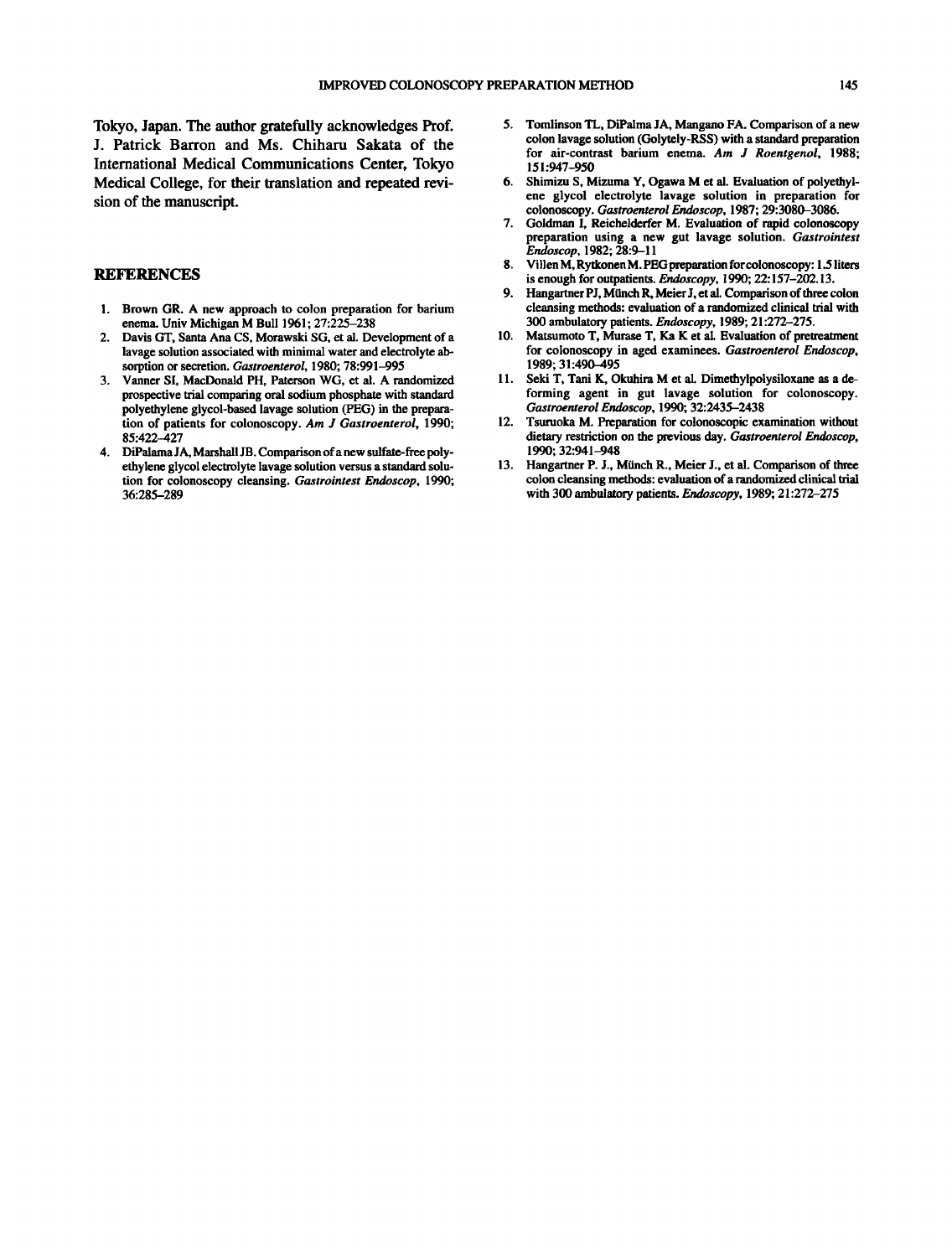Tokyo, Japan. The author gratefully acknowledges Prof. J. Patrick Barron and Ms. Chiharu Sakata of the International Medical Communications Center, Tokyo Medical College, for their translation and repeated revision of the manuscript.

## REFERENCES

1. Brown GR. A new approach to colon preparation for barium enema. Univ Michigan M Bull 1961; 27:225–238
2. Davis GT, Santa Ana CS, Morawski SG, et al. Development of a lavage solution associated with minimal water and electrolyte absorption or secretion. *Gastroenterol*, 1980; 78:991–995
3. Vanner SI, MacDonald PH, Paterson WG, et al. A randomized prospective trial comparing oral sodium phosphate with standard polyethylene glycol-based lavage solution (PEG) in the preparation of patients for colonoscopy. *Am J Gastroenterol*, 1990; 85:422–427
4. DiPalama JA, Marshall JB. Comparison of a new sulfate-free polyethylene glycol electrolyte lavage solution versus a standard solution for colonoscopy cleansing. *Gastrointest Endoscop*, 1990; 36:285–289
5. Tomlinson TL, DiPalma JA, Mangano FA. Comparison of a new colon lavage solution (Golytely-RSS) with a standard preparation for air-contrast barium enema. *Am J Roentgenol*, 1988; 151:947–950
6. Shimizu S, Mizuma Y, Ogawa M et al. Evaluation of polyethylene glycol electrolyte lavage solution in preparation for colonoscopy. *Gastroenterol Endoscop*, 1987; 29:3080–3086.
7. Goldman I, Reichelderfer M. Evaluation of rapid colonoscopy preparation using a new gut lavage solution. *Gastrointest Endoscop*, 1982; 28:9–11
8. Villen M, Rytkonen M. PEG preparation for colonoscopy: 1.5 liters is enough for outpatients. *Endoscopy*, 1990; 22:157–202.13.
9. Hangartner PJ, Münch R, Meier J, et al. Comparison of three colon cleansing methods: evaluation of a randomized clinical trial with 300 ambulatory patients. *Endoscopy*, 1989; 21:272–275.
10. Matsumoto T, Murase T, Ka K et al. Evaluation of pretreatment for colonoscopy in aged examinees. *Gastroenterol Endoscop*, 1989; 31:490–495
11. Seki T, Tani K, Okuhira M et al. Dimethylpolysiloxane as a deforming agent in gut lavage solution for colonoscopy. *Gastroenterol Endoscop*, 1990; 32:2435–2438
12. Tsuruoka M. Preparation for colonoscopic examination without dietary restriction on the previous day. *Gastroenterol Endoscop*, 1990; 32:941–948
13. Hangartner P. J., Münch R., Meier J., et al. Comparison of three colon cleansing methods: evaluation of a randomized clinical trial with 300 ambulatory patients. *Endoscopy*, 1989; 21:272–275